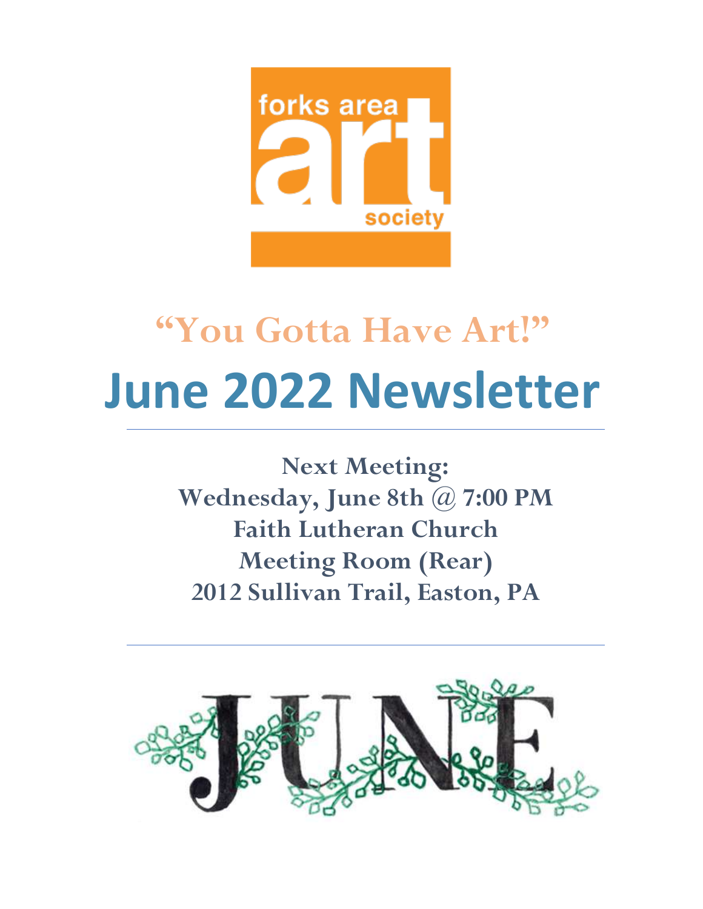forks area art society

## "You Gotta Have Art!"

# June 2022 Newsletter

---

**Next Meeting:**
**Wednesday, June 8th @ 7:00 PM**
**Faith Lutheran Church**
**Meeting Room (Rear)**
**2012 Sullivan Trail, Easton, PA**

---

JUNE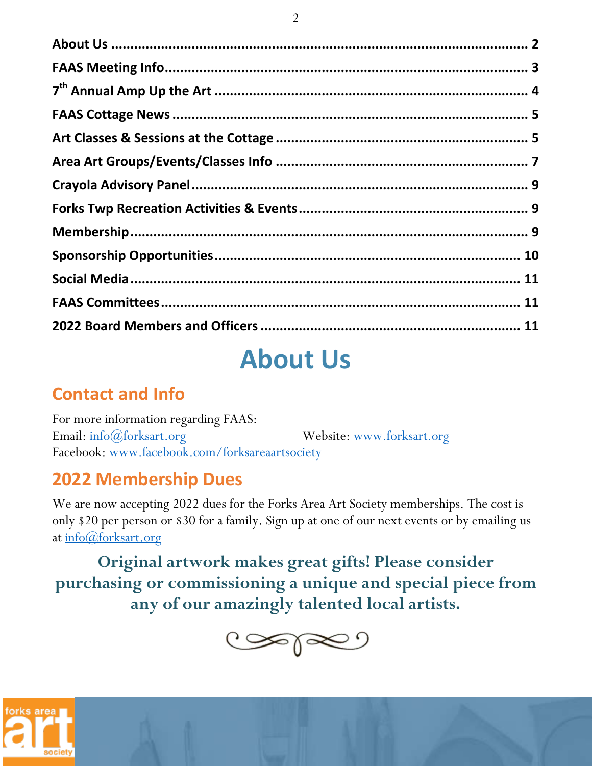| | |
|---|---|
| **About Us** | **2** |
| **FAAS Meeting Info** | **3** |
| **7th Annual Amp Up the Art** | **4** |
| **FAAS Cottage News** | **5** |
| **Art Classes & Sessions at the Cottage** | **5** |
| **Area Art Groups/Events/Classes Info** | **7** |
| **Crayola Advisory Panel** | **9** |
| **Forks Twp Recreation Activities & Events** | **9** |
| **Membership** | **9** |
| **Sponsorship Opportunities** | **10** |
| **Social Media** | **11** |
| **FAAS Committees** | **11** |
| **2022 Board Members and Officers** | **11** |

# About Us

## Contact and Info

For more information regarding FAAS:
Email: info@forksart.org Website: www.forksart.org
Facebook: www.facebook.com/forksareaartsociety

## 2022 Membership Dues

We are now accepting 2022 dues for the Forks Area Art Society memberships. The cost is only $20 per person or $30 for a family. Sign up at one of our next events or by emailing us at info@forksart.org

**Original artwork makes great gifts! Please consider purchasing or commissioning a unique and special piece from any of our amazingly talented local artists.**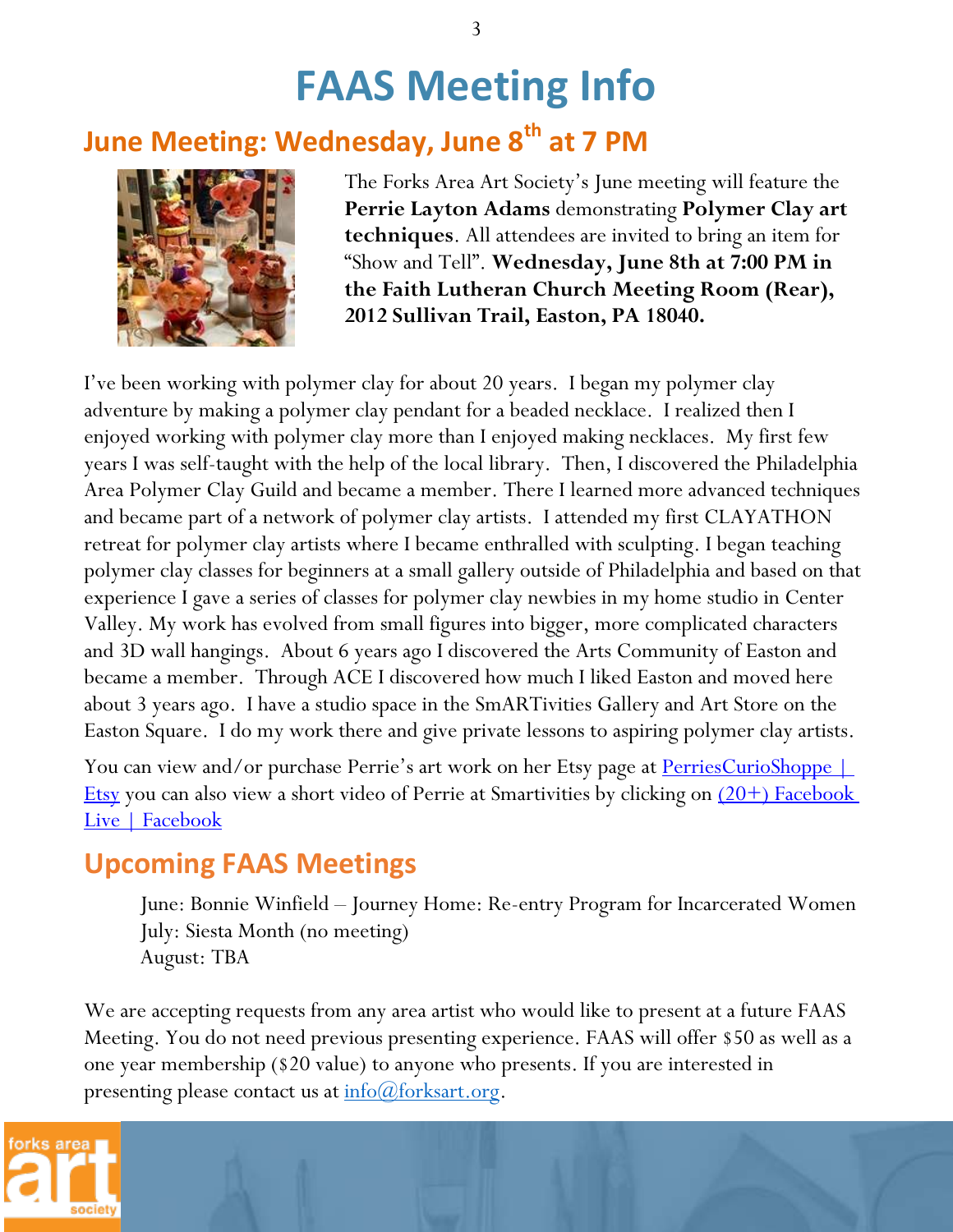# FAAS Meeting Info

## June Meeting: Wednesday, June 8th at 7 PM

The Forks Area Art Society's June meeting will feature the **Perrie Layton Adams** demonstrating **Polymer Clay art techniques**. All attendees are invited to bring an item for "Show and Tell". **Wednesday, June 8th at 7:00 PM in the Faith Lutheran Church Meeting Room (Rear), 2012 Sullivan Trail, Easton, PA 18040.**

I've been working with polymer clay for about 20 years. I began my polymer clay adventure by making a polymer clay pendant for a beaded necklace. I realized then I enjoyed working with polymer clay more than I enjoyed making necklaces. My first few years I was self-taught with the help of the local library. Then, I discovered the Philadelphia Area Polymer Clay Guild and became a member. There I learned more advanced techniques and became part of a network of polymer clay artists. I attended my first CLAYATHON retreat for polymer clay artists where I became enthralled with sculpting. I began teaching polymer clay classes for beginners at a small gallery outside of Philadelphia and based on that experience I gave a series of classes for polymer clay newbies in my home studio in Center Valley. My work has evolved from small figures into bigger, more complicated characters and 3D wall hangings. About 6 years ago I discovered the Arts Community of Easton and became a member. Through ACE I discovered how much I liked Easton and moved here about 3 years ago. I have a studio space in the SmARTivities Gallery and Art Store on the Easton Square. I do my work there and give private lessons to aspiring polymer clay artists.

You can view and/or purchase Perrie's art work on her Etsy page at PerriesCurioShoppe | Etsy you can also view a short video of Perrie at Smartivities by clicking on (20+) Facebook Live | Facebook

## Upcoming FAAS Meetings

June: Bonnie Winfield – Journey Home: Re-entry Program for Incarcerated Women
July: Siesta Month (no meeting)
August: TBA

We are accepting requests from any area artist who would like to present at a future FAAS Meeting. You do not need previous presenting experience. FAAS will offer $50 as well as a one year membership ($20 value) to anyone who presents. If you are interested in presenting please contact us at info@forksart.org.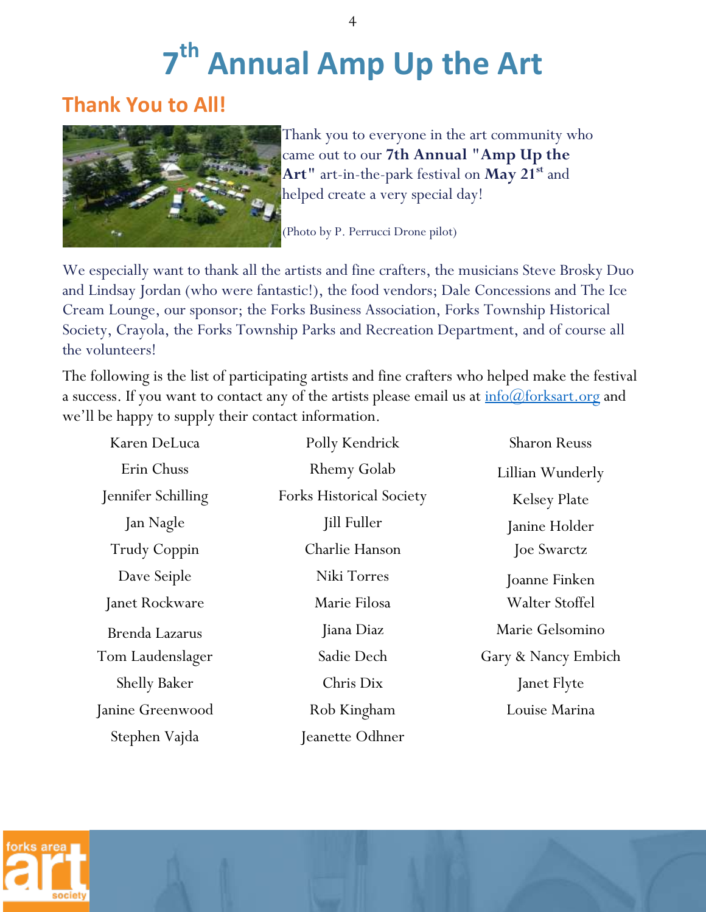# 7th Annual Amp Up the Art

## Thank You to All!

Thank you to everyone in the art community who came out to our **7th Annual "Amp Up the Art"** art-in-the-park festival on **May 21st** and helped create a very special day!

(Photo by P. Perrucci Drone pilot)

We especially want to thank all the artists and fine crafters, the musicians Steve Brosky Duo and Lindsay Jordan (who were fantastic!), the food vendors; Dale Concessions and The Ice Cream Lounge, our sponsor; the Forks Business Association, Forks Township Historical Society, Crayola, the Forks Township Parks and Recreation Department, and of course all the volunteers!

The following is the list of participating artists and fine crafters who helped make the festival a success. If you want to contact any of the artists please email us at info@forksart.org and we'll be happy to supply their contact information.

| | | |
|---|---|---|
| Karen DeLuca | Polly Kendrick | Sharon Reuss |
| Erin Chuss | Rhemy Golab | Lillian Wunderly |
| Jennifer Schilling | Forks Historical Society | Kelsey Plate |
| Jan Nagle | Jill Fuller | Janine Holder |
| Trudy Coppin | Charlie Hanson | Joe Swarctz |
| Dave Seiple | Niki Torres | Joanne Finken |
| Janet Rockware | Marie Filosa | Walter Stoffel |
| Brenda Lazarus | Jiana Diaz | Marie Gelsomino |
| Tom Laudenslager | Sadie Dech | Gary & Nancy Embich |
| Shelly Baker | Chris Dix | Janet Flyte |
| Janine Greenwood | Rob Kingham | Louise Marina |
| Stephen Vajda | Jeanette Odhner | |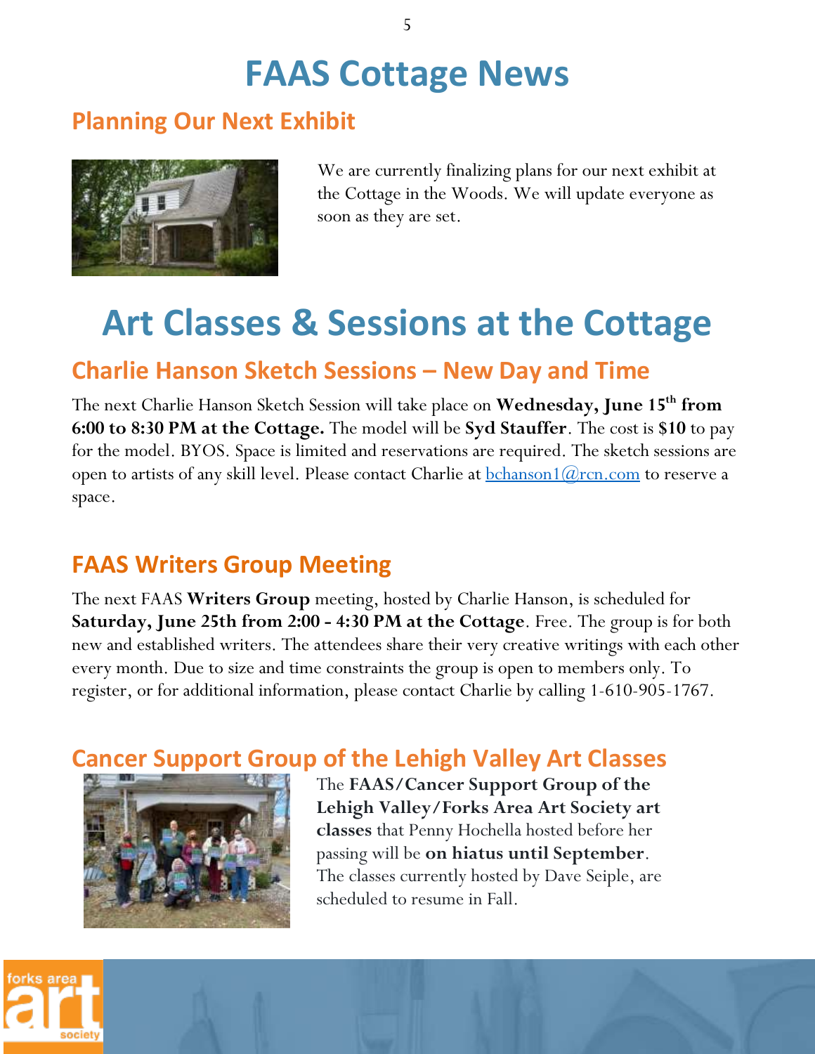# FAAS Cottage News

## Planning Our Next Exhibit

We are currently finalizing plans for our next exhibit at the Cottage in the Woods. We will update everyone as soon as they are set.

# Art Classes & Sessions at the Cottage

## Charlie Hanson Sketch Sessions – New Day and Time

The next Charlie Hanson Sketch Session will take place on **Wednesday, June 15th from 6:00 to 8:30 PM at the Cottage.** The model will be **Syd Stauffer**. The cost is **$10** to pay for the model. BYOS. Space is limited and reservations are required. The sketch sessions are open to artists of any skill level. Please contact Charlie at bchanson1@rcn.com to reserve a space.

## FAAS Writers Group Meeting

The next FAAS **Writers Group** meeting, hosted by Charlie Hanson, is scheduled for **Saturday, June 25th from 2:00 - 4:30 PM at the Cottage**. Free. The group is for both new and established writers. The attendees share their very creative writings with each other every month. Due to size and time constraints the group is open to members only. To register, or for additional information, please contact Charlie by calling 1-610-905-1767.

## Cancer Support Group of the Lehigh Valley Art Classes

The **FAAS/Cancer Support Group of the Lehigh Valley/Forks Area Art Society art classes** that Penny Hochella hosted before her passing will be **on hiatus until September**. The classes currently hosted by Dave Seiple, are scheduled to resume in Fall.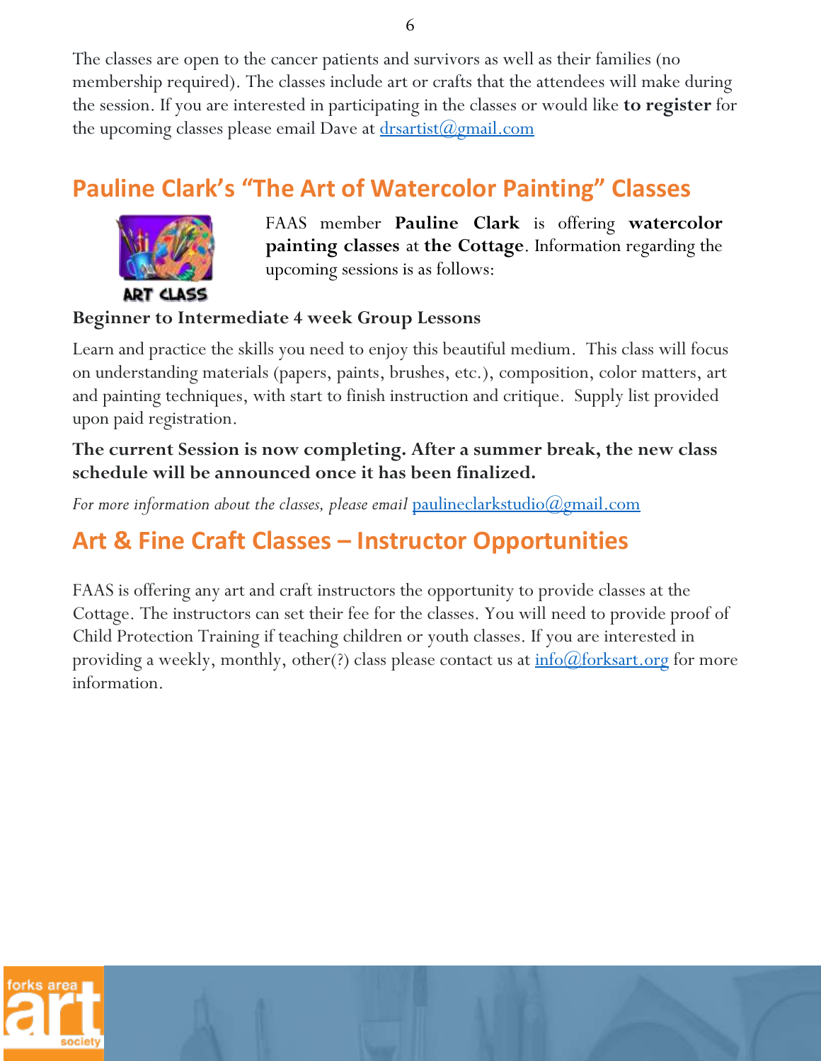The classes are open to the cancer patients and survivors as well as their families (no membership required). The classes include art or crafts that the attendees will make during the session. If you are interested in participating in the classes or would like **to register** for the upcoming classes please email Dave at drsartist@gmail.com

## Pauline Clark's "The Art of Watercolor Painting" Classes

ART CLASS

FAAS member **Pauline Clark** is offering **watercolor painting classes** at **the Cottage**. Information regarding the upcoming sessions is as follows:

**Beginner to Intermediate 4 week Group Lessons**

Learn and practice the skills you need to enjoy this beautiful medium. This class will focus on understanding materials (papers, paints, brushes, etc.), composition, color matters, art and painting techniques, with start to finish instruction and critique. Supply list provided upon paid registration.

**The current Session is now completing. After a summer break, the new class schedule will be announced once it has been finalized.**

*For more information about the classes, please email* paulineclarkstudio@gmail.com

## Art & Fine Craft Classes – Instructor Opportunities

FAAS is offering any art and craft instructors the opportunity to provide classes at the Cottage. The instructors can set their fee for the classes. You will need to provide proof of Child Protection Training if teaching children or youth classes. If you are interested in providing a weekly, monthly, other(?) class please contact us at info@forksart.org for more information.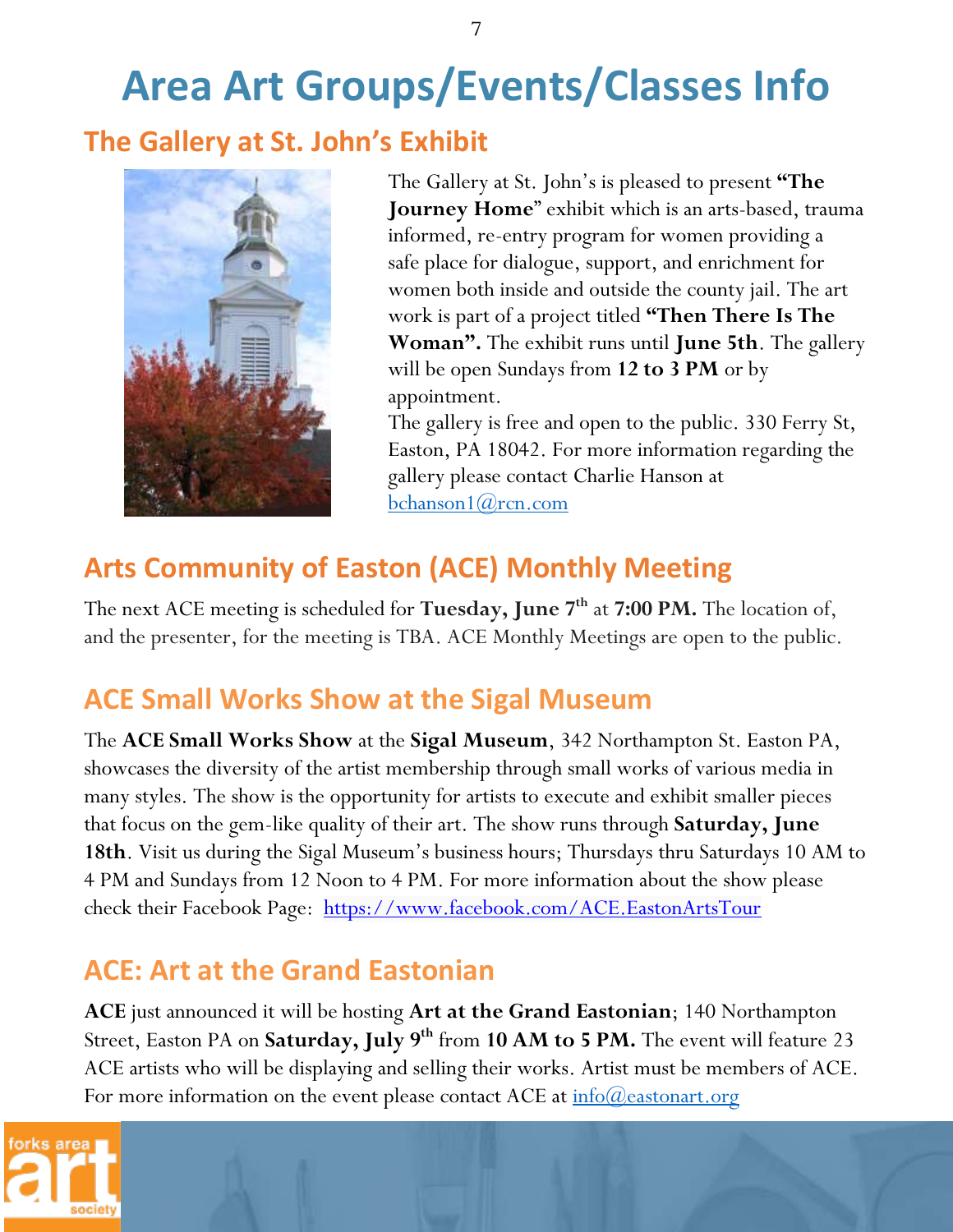# Area Art Groups/Events/Classes Info

## The Gallery at St. John's Exhibit

The Gallery at St. John's is pleased to present **"The Journey Home"** exhibit which is an arts-based, trauma informed, re-entry program for women providing a safe place for dialogue, support, and enrichment for women both inside and outside the county jail. The art work is part of a project titled **"Then There Is The Woman".** The exhibit runs until **June 5th**. The gallery will be open Sundays from **12 to 3 PM** or by appointment.

The gallery is free and open to the public. 330 Ferry St, Easton, PA 18042. For more information regarding the gallery please contact Charlie Hanson at bchanson1@rcn.com

## Arts Community of Easton (ACE) Monthly Meeting

The next ACE meeting is scheduled for **Tuesday, June 7th** at **7:00 PM.** The location of, and the presenter, for the meeting is TBA. ACE Monthly Meetings are open to the public.

## ACE Small Works Show at the Sigal Museum

The **ACE Small Works Show** at the **Sigal Museum**, 342 Northampton St. Easton PA, showcases the diversity of the artist membership through small works of various media in many styles. The show is the opportunity for artists to execute and exhibit smaller pieces that focus on the gem-like quality of their art. The show runs through **Saturday, June 18th**. Visit us during the Sigal Museum's business hours; Thursdays thru Saturdays 10 AM to 4 PM and Sundays from 12 Noon to 4 PM. For more information about the show please check their Facebook Page: https://www.facebook.com/ACE.EastonArtsTour

## ACE: Art at the Grand Eastonian

**ACE** just announced it will be hosting **Art at the Grand Eastonian**; 140 Northampton Street, Easton PA on **Saturday, July 9th** from **10 AM to 5 PM.** The event will feature 23 ACE artists who will be displaying and selling their works. Artist must be members of ACE. For more information on the event please contact ACE at info@eastonart.org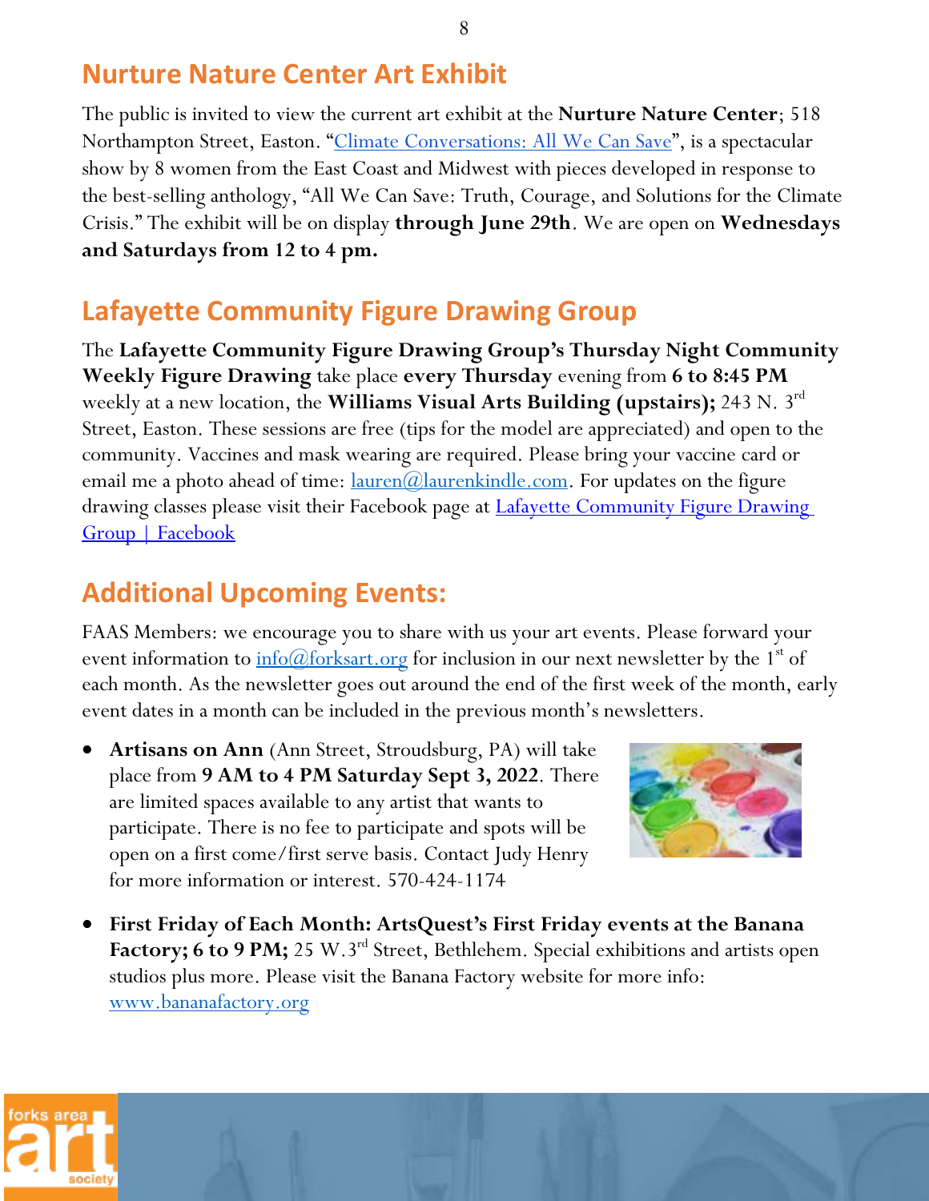## Nurture Nature Center Art Exhibit

The public is invited to view the current art exhibit at the **Nurture Nature Center**; 518 Northampton Street, Easton. "Climate Conversations: All We Can Save", is a spectacular show by 8 women from the East Coast and Midwest with pieces developed in response to the best-selling anthology, "All We Can Save: Truth, Courage, and Solutions for the Climate Crisis." The exhibit will be on display **through June 29th**. We are open on **Wednesdays and Saturdays from 12 to 4 pm.**

## Lafayette Community Figure Drawing Group

The **Lafayette Community Figure Drawing Group's Thursday Night Community Weekly Figure Drawing** take place **every Thursday** evening from **6 to 8:45 PM** weekly at a new location, the **Williams Visual Arts Building (upstairs);** 243 N. 3rd Street, Easton. These sessions are free (tips for the model are appreciated) and open to the community. Vaccines and mask wearing are required. Please bring your vaccine card or email me a photo ahead of time: lauren@laurenkindle.com. For updates on the figure drawing classes please visit their Facebook page at Lafayette Community Figure Drawing Group | Facebook

## Additional Upcoming Events:

FAAS Members: we encourage you to share with us your art events. Please forward your event information to info@forksart.org for inclusion in our next newsletter by the 1st of each month. As the newsletter goes out around the end of the first week of the month, early event dates in a month can be included in the previous month's newsletters.

- **Artisans on Ann** (Ann Street, Stroudsburg, PA) will take place from **9 AM to 4 PM Saturday Sept 3, 2022**. There are limited spaces available to any artist that wants to participate. There is no fee to participate and spots will be open on a first come/first serve basis. Contact Judy Henry for more information or interest. 570-424-1174

- **First Friday of Each Month: ArtsQuest's First Friday events at the Banana Factory; 6 to 9 PM;** 25 W.3rd Street, Bethlehem. Special exhibitions and artists open studios plus more. Please visit the Banana Factory website for more info: www.bananafactory.org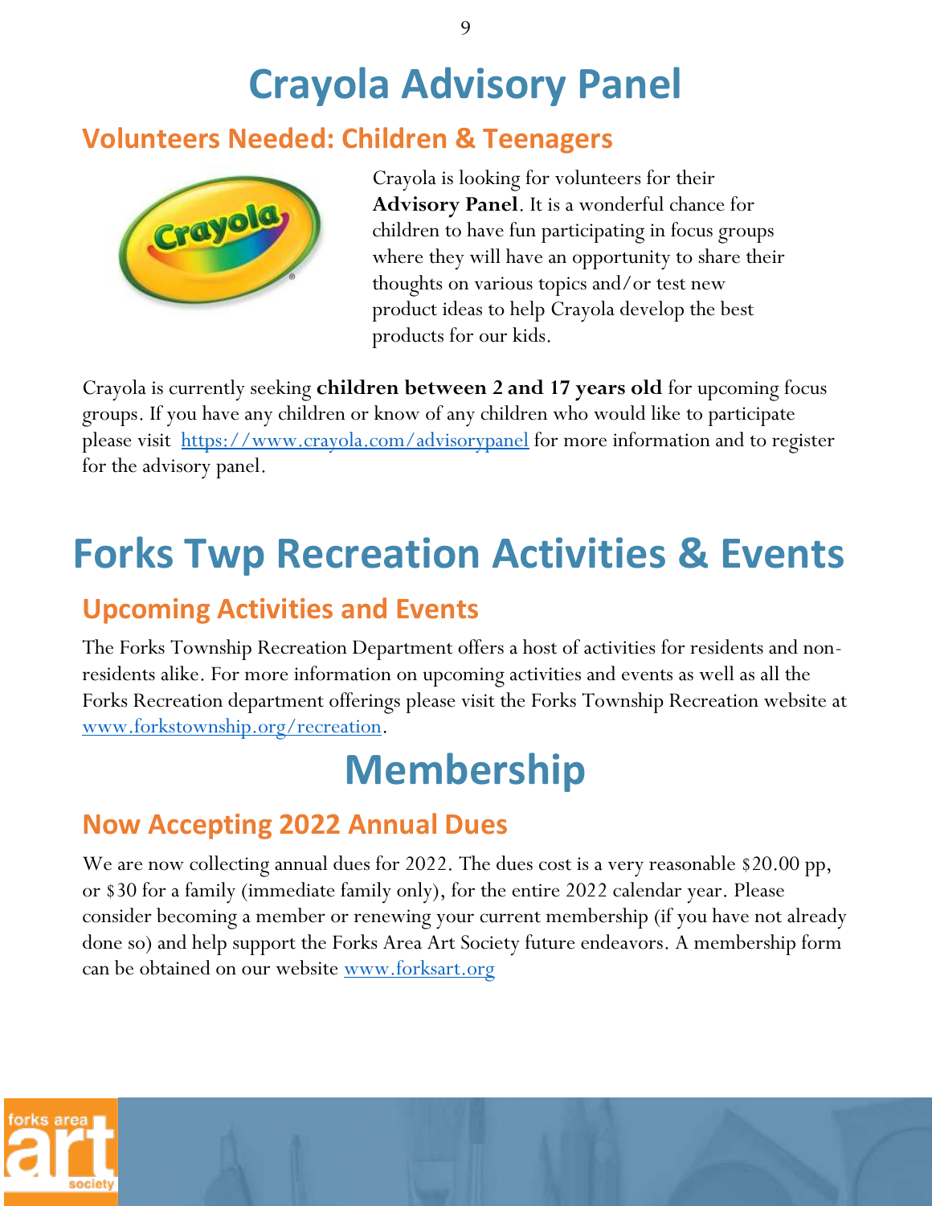# Crayola Advisory Panel

## Volunteers Needed: Children & Teenagers

Crayola is looking for volunteers for their **Advisory Panel**. It is a wonderful chance for children to have fun participating in focus groups where they will have an opportunity to share their thoughts on various topics and/or test new product ideas to help Crayola develop the best products for our kids.

Crayola is currently seeking **children between 2 and 17 years old** for upcoming focus groups. If you have any children or know of any children who would like to participate please visit https://www.crayola.com/advisorypanel for more information and to register for the advisory panel.

# Forks Twp Recreation Activities & Events

## Upcoming Activities and Events

The Forks Township Recreation Department offers a host of activities for residents and non-residents alike. For more information on upcoming activities and events as well as all the Forks Recreation department offerings please visit the Forks Township Recreation website at www.forkstownship.org/recreation.

# Membership

## Now Accepting 2022 Annual Dues

We are now collecting annual dues for 2022. The dues cost is a very reasonable $20.00 pp, or $30 for a family (immediate family only), for the entire 2022 calendar year. Please consider becoming a member or renewing your current membership (if you have not already done so) and help support the Forks Area Art Society future endeavors. A membership form can be obtained on our website www.forksart.org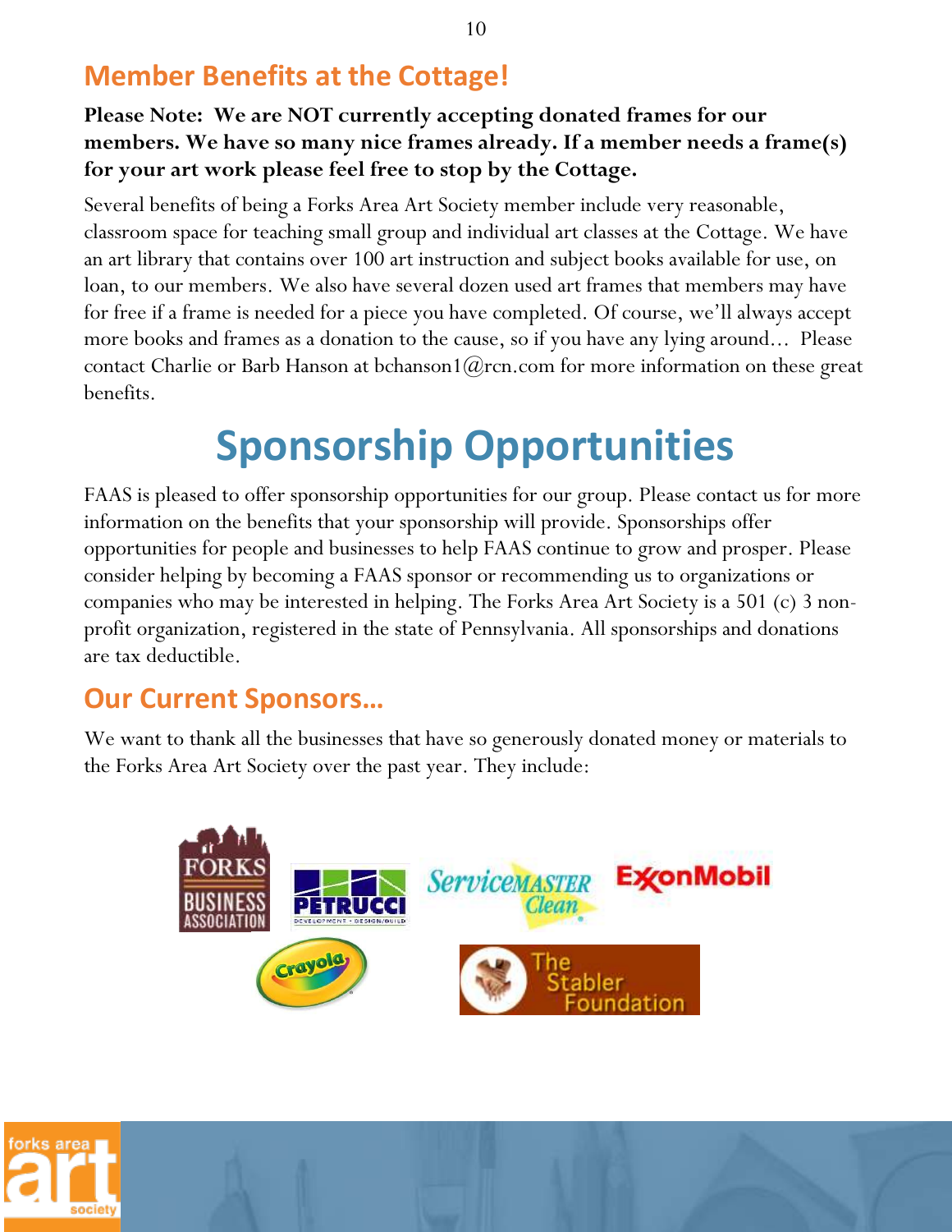## Member Benefits at the Cottage!

**Please Note: We are NOT currently accepting donated frames for our members. We have so many nice frames already. If a member needs a frame(s) for your art work please feel free to stop by the Cottage.**

Several benefits of being a Forks Area Art Society member include very reasonable, classroom space for teaching small group and individual art classes at the Cottage. We have an art library that contains over 100 art instruction and subject books available for use, on loan, to our members. We also have several dozen used art frames that members may have for free if a frame is needed for a piece you have completed. Of course, we'll always accept more books and frames as a donation to the cause, so if you have any lying around… Please contact Charlie or Barb Hanson at bchanson1@rcn.com for more information on these great benefits.

# Sponsorship Opportunities

FAAS is pleased to offer sponsorship opportunities for our group. Please contact us for more information on the benefits that your sponsorship will provide. Sponsorships offer opportunities for people and businesses to help FAAS continue to grow and prosper. Please consider helping by becoming a FAAS sponsor or recommending us to organizations or companies who may be interested in helping. The Forks Area Art Society is a 501 (c) 3 non-profit organization, registered in the state of Pennsylvania. All sponsorships and donations are tax deductible.

## Our Current Sponsors…

We want to thank all the businesses that have so generously donated money or materials to the Forks Area Art Society over the past year. They include:

Forks Business Association

Petrucci Development • Design/Build

ServiceMaster Clean

ExxonMobil

Crayola

The Stabler Foundation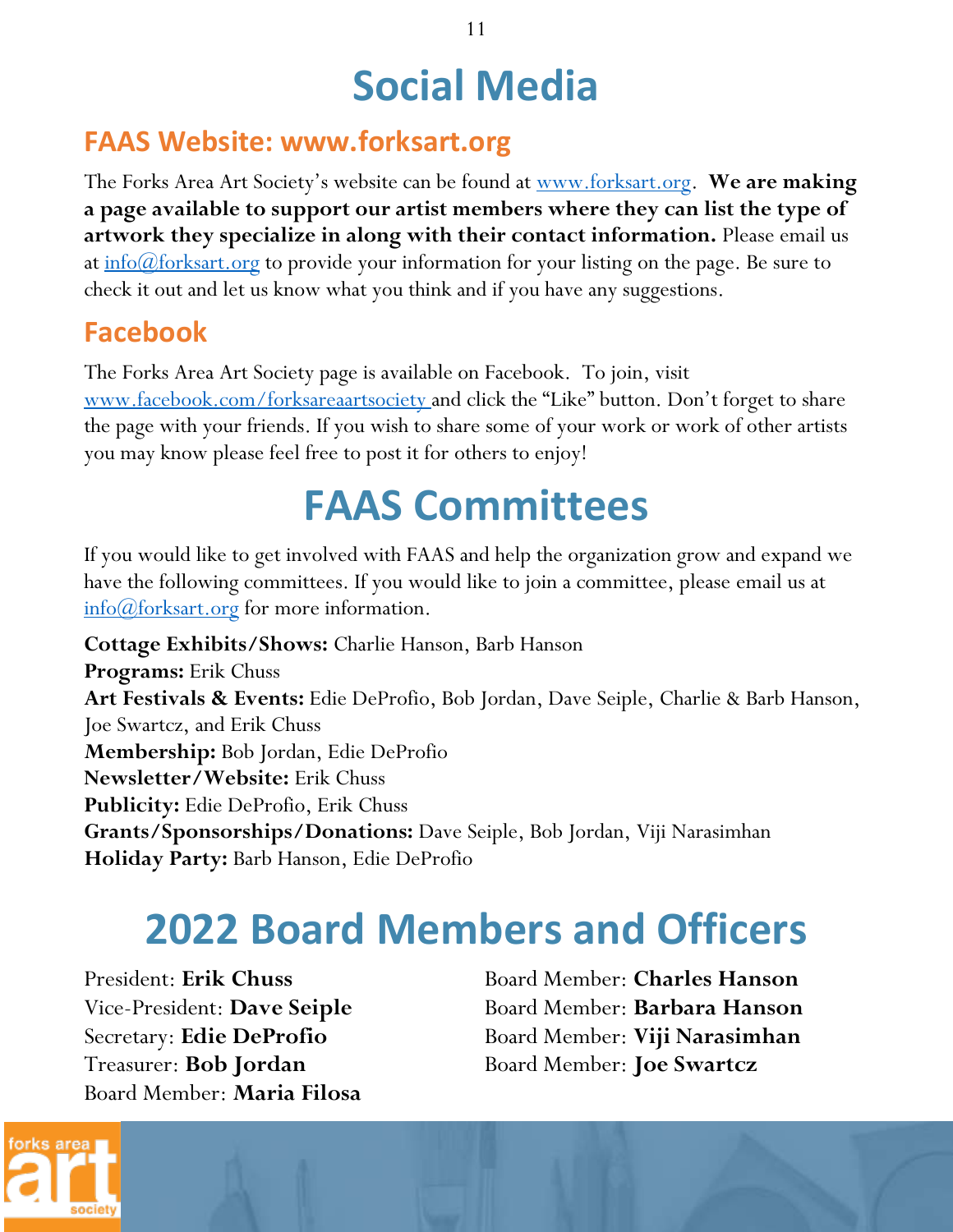# Social Media

## FAAS Website: www.forksart.org

The Forks Area Art Society's website can be found at www.forksart.org. **We are making a page available to support our artist members where they can list the type of artwork they specialize in along with their contact information.** Please email us at info@forksart.org to provide your information for your listing on the page. Be sure to check it out and let us know what you think and if you have any suggestions.

## Facebook

The Forks Area Art Society page is available on Facebook. To join, visit www.facebook.com/forksareaartsociety and click the "Like" button. Don't forget to share the page with your friends. If you wish to share some of your work or work of other artists you may know please feel free to post it for others to enjoy!

# FAAS Committees

If you would like to get involved with FAAS and help the organization grow and expand we have the following committees. If you would like to join a committee, please email us at info@forksart.org for more information.

**Cottage Exhibits/Shows:** Charlie Hanson, Barb Hanson
**Programs:** Erik Chuss
**Art Festivals & Events:** Edie DeProfio, Bob Jordan, Dave Seiple, Charlie & Barb Hanson, Joe Swartcz, and Erik Chuss
**Membership:** Bob Jordan, Edie DeProfio
**Newsletter/Website:** Erik Chuss
**Publicity:** Edie DeProfio, Erik Chuss
**Grants/Sponsorships/Donations:** Dave Seiple, Bob Jordan, Viji Narasimhan
**Holiday Party:** Barb Hanson, Edie DeProfio

# 2022 Board Members and Officers

President: **Erik Chuss**
Vice-President: **Dave Seiple**
Secretary: **Edie DeProfio**
Treasurer: **Bob Jordan**
Board Member: **Maria Filosa**
Board Member: **Charles Hanson**
Board Member: **Barbara Hanson**
Board Member: **Viji Narasimhan**
Board Member: **Joe Swartcz**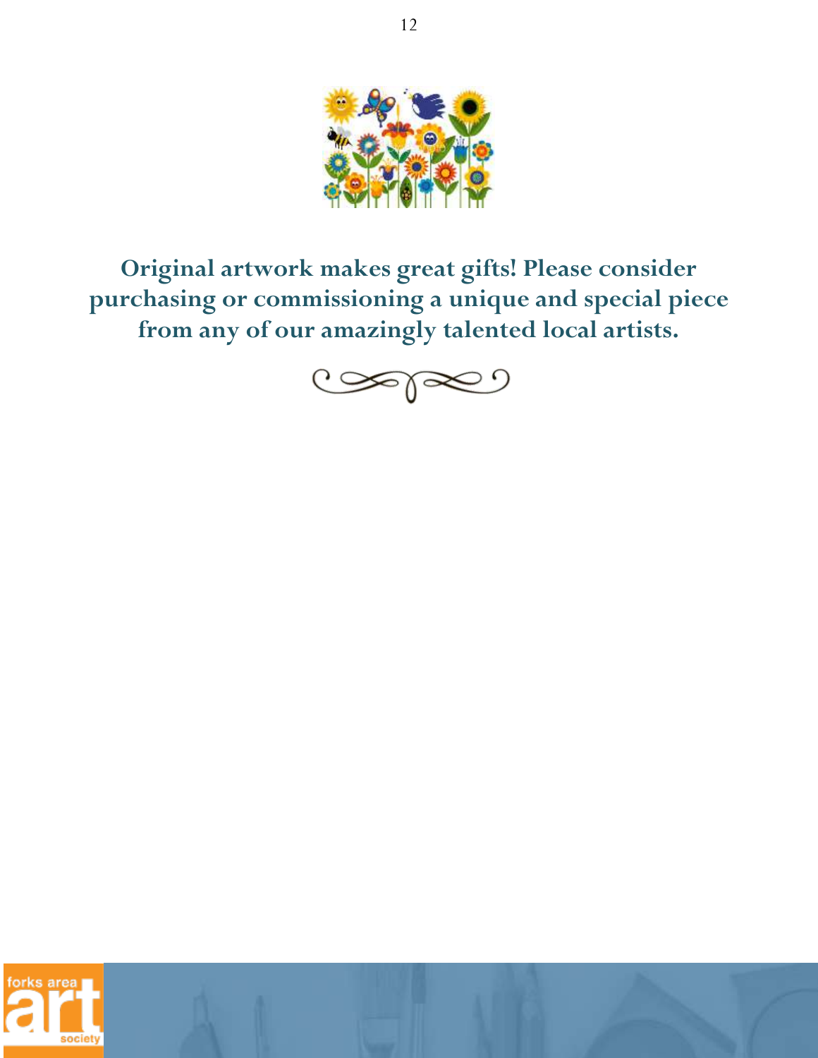**Original artwork makes great gifts! Please consider purchasing or commissioning a unique and special piece from any of our amazingly talented local artists.**